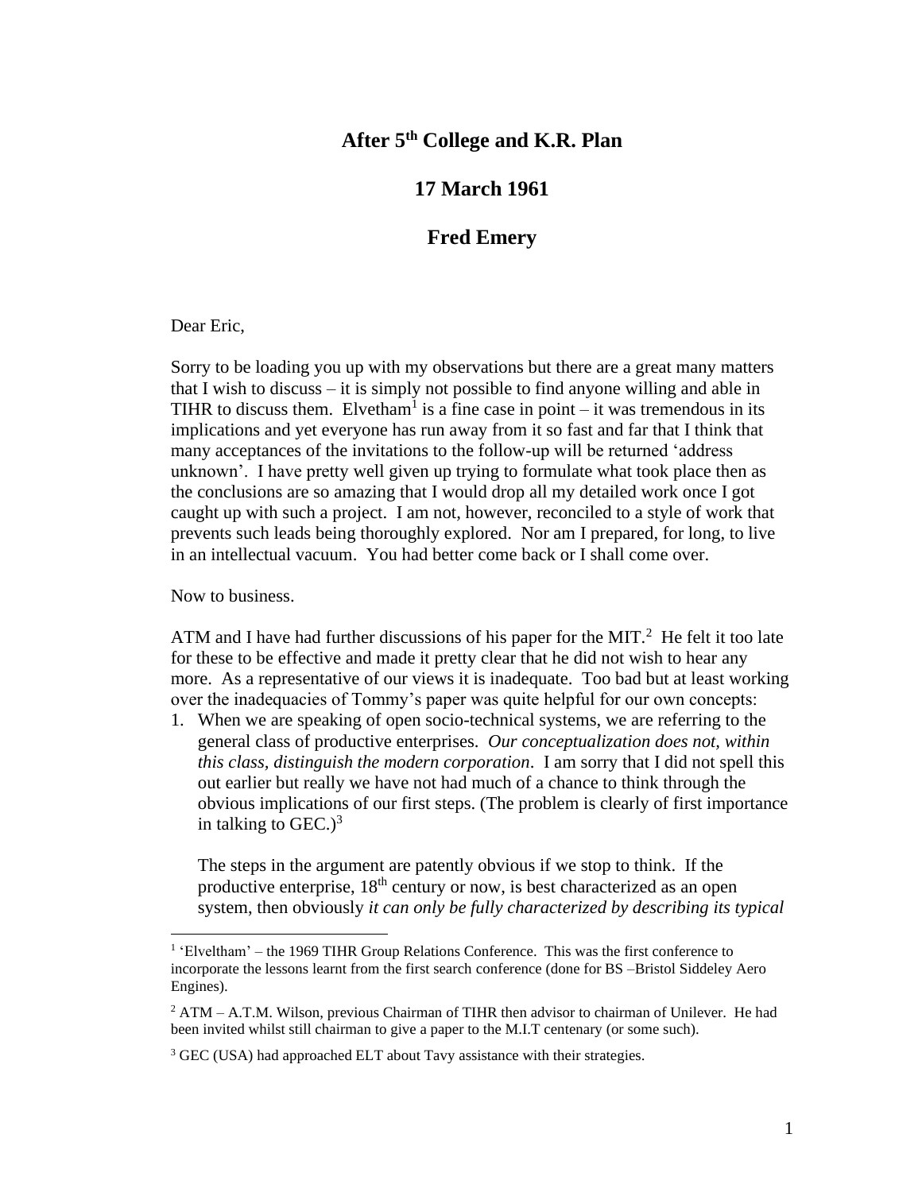# After 5th College and K.R. Plan

## 17 March 1961

## Fred Emery

Dear Eric,

Sorry to be loading you up with my observations but there are a great many matters that I wish to discuss – it is simply not possible to find anyone willing and able in TIHR to discuss them. Elvetham[1] is a fine case in point – it was tremendous in its implications and yet everyone has run away from it so fast and far that I think that many acceptances of the invitations to the follow-up will be returned 'address unknown'. I have pretty well given up trying to formulate what took place then as the conclusions are so amazing that I would drop all my detailed work once I got caught up with such a project. I am not, however, reconciled to a style of work that prevents such leads being thoroughly explored. Nor am I prepared, for long, to live in an intellectual vacuum. You had better come back or I shall come over.

Now to business.

ATM and I have had further discussions of his paper for the MIT.[2] He felt it too late for these to be effective and made it pretty clear that he did not wish to hear any more. As a representative of our views it is inadequate. Too bad but at least working over the inadequacies of Tommy's paper was quite helpful for our own concepts:

1. When we are speaking of open socio-technical systems, we are referring to the general class of productive enterprises. *Our conceptualization does not, within this class, distinguish the modern corporation*. I am sorry that I did not spell this out earlier but really we have not had much of a chance to think through the obvious implications of our first steps. (The problem is clearly of first importance in talking to GEC.)[3]

   The steps in the argument are patently obvious if we stop to think. If the productive enterprise, 18th century or now, is best characterized as an open system, then obviously *it can only be fully characterized by describing its typical*

[1] 'Elveltham' – the 1969 TIHR Group Relations Conference. This was the first conference to incorporate the lessons learnt from the first search conference (done for BS –Bristol Siddeley Aero Engines).

[2] ATM – A.T.M. Wilson, previous Chairman of TIHR then advisor to chairman of Unilever. He had been invited whilst still chairman to give a paper to the M.I.T centenary (or some such).

[3] GEC (USA) had approached ELT about Tavy assistance with their strategies.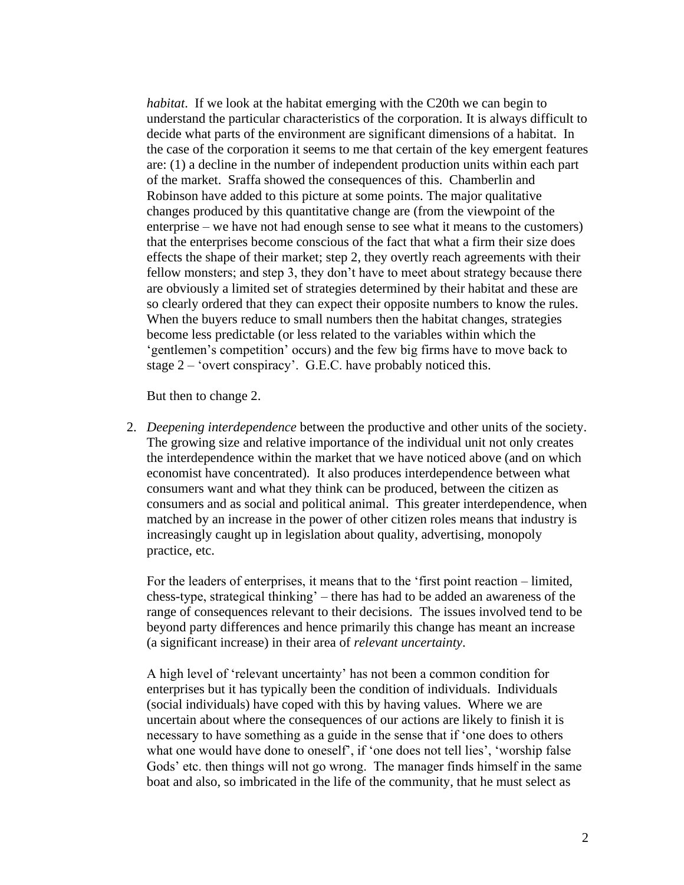*habitat*. If we look at the habitat emerging with the C20th we can begin to understand the particular characteristics of the corporation. It is always difficult to decide what parts of the environment are significant dimensions of a habitat. In the case of the corporation it seems to me that certain of the key emergent features are: (1) a decline in the number of independent production units within each part of the market. Sraffa showed the consequences of this. Chamberlin and Robinson have added to this picture at some points. The major qualitative changes produced by this quantitative change are (from the viewpoint of the enterprise – we have not had enough sense to see what it means to the customers) that the enterprises become conscious of the fact that what a firm their size does effects the shape of their market; step 2, they overtly reach agreements with their fellow monsters; and step 3, they don't have to meet about strategy because there are obviously a limited set of strategies determined by their habitat and these are so clearly ordered that they can expect their opposite numbers to know the rules. When the buyers reduce to small numbers then the habitat changes, strategies become less predictable (or less related to the variables within which the 'gentlemen's competition' occurs) and the few big firms have to move back to stage 2 – 'overt conspiracy'. G.E.C. have probably noticed this.

But then to change 2.

2. *Deepening interdependence* between the productive and other units of the society. The growing size and relative importance of the individual unit not only creates the interdependence within the market that we have noticed above (and on which economist have concentrated). It also produces interdependence between what consumers want and what they think can be produced, between the citizen as consumers and as social and political animal. This greater interdependence, when matched by an increase in the power of other citizen roles means that industry is increasingly caught up in legislation about quality, advertising, monopoly practice, etc.

   For the leaders of enterprises, it means that to the 'first point reaction – limited, chess-type, strategical thinking' – there has had to be added an awareness of the range of consequences relevant to their decisions. The issues involved tend to be beyond party differences and hence primarily this change has meant an increase (a significant increase) in their area of *relevant uncertainty*.

   A high level of 'relevant uncertainty' has not been a common condition for enterprises but it has typically been the condition of individuals. Individuals (social individuals) have coped with this by having values. Where we are uncertain about where the consequences of our actions are likely to finish it is necessary to have something as a guide in the sense that if 'one does to others what one would have done to oneself', if 'one does not tell lies', 'worship false Gods' etc. then things will not go wrong. The manager finds himself in the same boat and also, so imbricated in the life of the community, that he must select as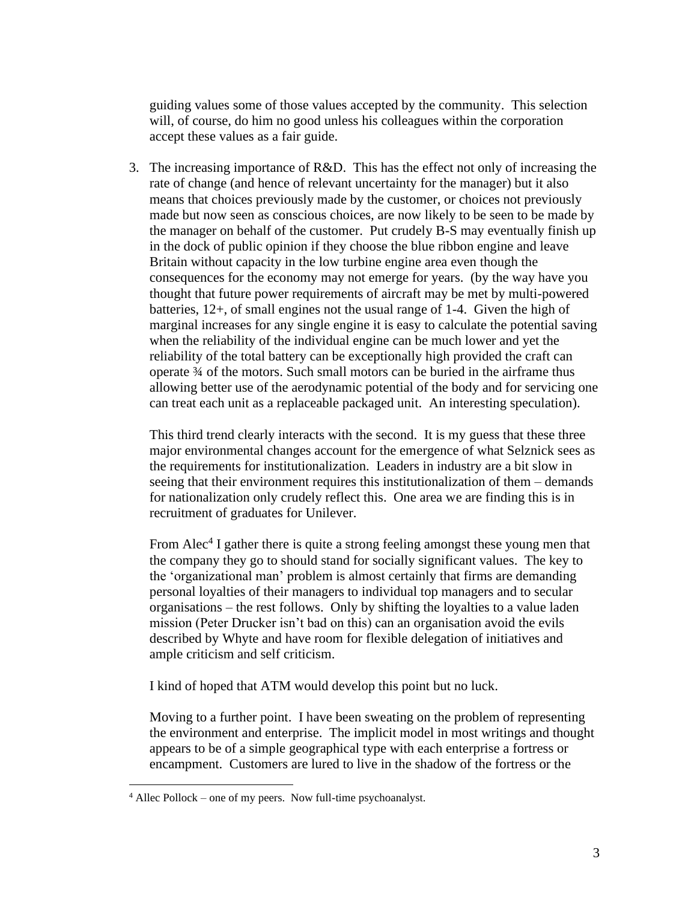guiding values some of those values accepted by the community. This selection will, of course, do him no good unless his colleagues within the corporation accept these values as a fair guide.

3. The increasing importance of R&D. This has the effect not only of increasing the rate of change (and hence of relevant uncertainty for the manager) but it also means that choices previously made by the customer, or choices not previously made but now seen as conscious choices, are now likely to be seen to be made by the manager on behalf of the customer. Put crudely B-S may eventually finish up in the dock of public opinion if they choose the blue ribbon engine and leave Britain without capacity in the low turbine engine area even though the consequences for the economy may not emerge for years. (by the way have you thought that future power requirements of aircraft may be met by multi-powered batteries, 12+, of small engines not the usual range of 1-4. Given the high of marginal increases for any single engine it is easy to calculate the potential saving when the reliability of the individual engine can be much lower and yet the reliability of the total battery can be exceptionally high provided the craft can operate ¾ of the motors. Such small motors can be buried in the airframe thus allowing better use of the aerodynamic potential of the body and for servicing one can treat each unit as a replaceable packaged unit. An interesting speculation).

   This third trend clearly interacts with the second. It is my guess that these three major environmental changes account for the emergence of what Selznick sees as the requirements for institutionalization. Leaders in industry are a bit slow in seeing that their environment requires this institutionalization of them – demands for nationalization only crudely reflect this. One area we are finding this is in recruitment of graduates for Unilever.

   From Alec[4] I gather there is quite a strong feeling amongst these young men that the company they go to should stand for socially significant values. The key to the 'organizational man' problem is almost certainly that firms are demanding personal loyalties of their managers to individual top managers and to secular organisations – the rest follows. Only by shifting the loyalties to a value laden mission (Peter Drucker isn't bad on this) can an organisation avoid the evils described by Whyte and have room for flexible delegation of initiatives and ample criticism and self criticism.

   I kind of hoped that ATM would develop this point but no luck.

   Moving to a further point. I have been sweating on the problem of representing the environment and enterprise. The implicit model in most writings and thought appears to be of a simple geographical type with each enterprise a fortress or encampment. Customers are lured to live in the shadow of the fortress or the

[4] Allec Pollock – one of my peers. Now full-time psychoanalyst.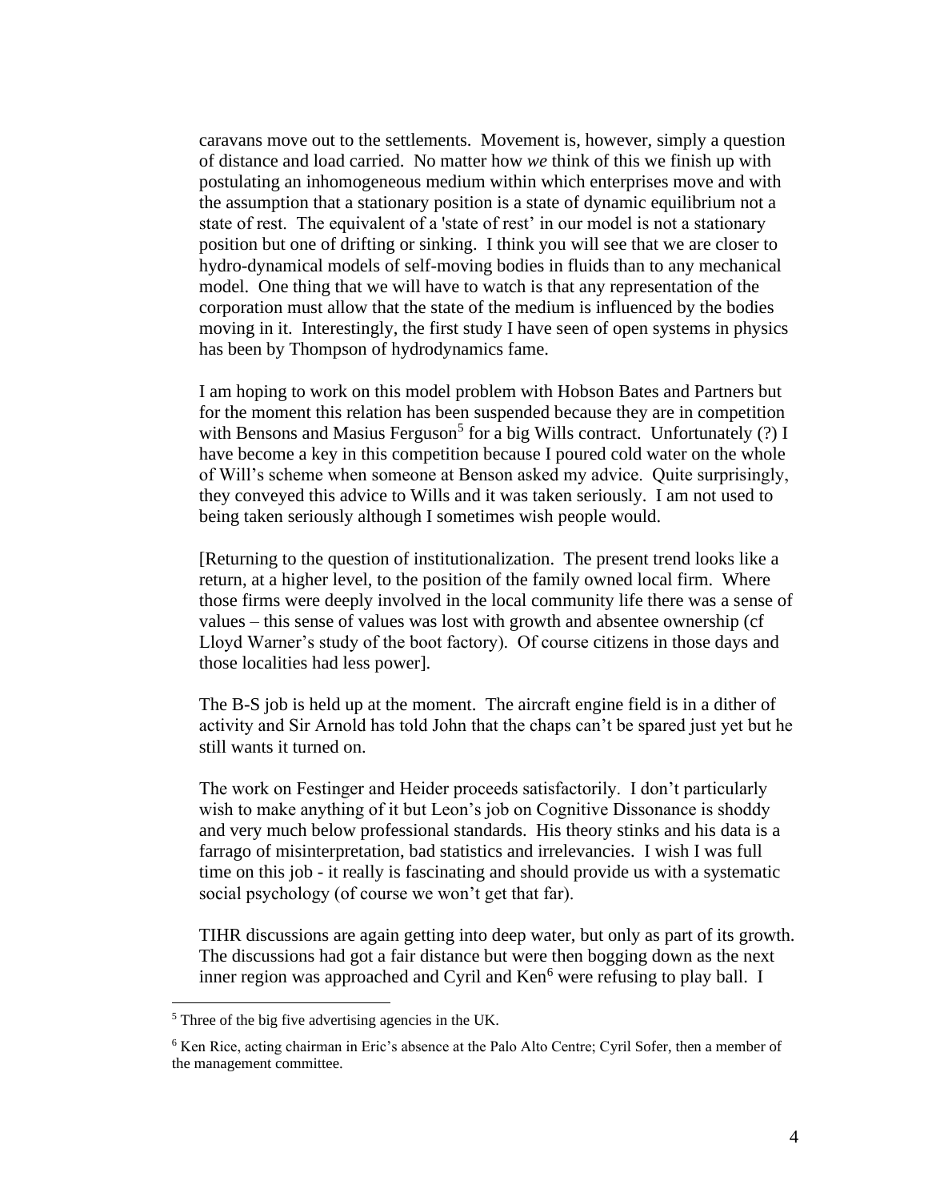caravans move out to the settlements. Movement is, however, simply a question of distance and load carried. No matter how *we* think of this we finish up with postulating an inhomogeneous medium within which enterprises move and with the assumption that a stationary position is a state of dynamic equilibrium not a state of rest. The equivalent of a 'state of rest' in our model is not a stationary position but one of drifting or sinking. I think you will see that we are closer to hydro-dynamical models of self-moving bodies in fluids than to any mechanical model. One thing that we will have to watch is that any representation of the corporation must allow that the state of the medium is influenced by the bodies moving in it. Interestingly, the first study I have seen of open systems in physics has been by Thompson of hydrodynamics fame.

I am hoping to work on this model problem with Hobson Bates and Partners but for the moment this relation has been suspended because they are in competition with Bensons and Masius Ferguson[5] for a big Wills contract. Unfortunately (?) I have become a key in this competition because I poured cold water on the whole of Will's scheme when someone at Benson asked my advice. Quite surprisingly, they conveyed this advice to Wills and it was taken seriously. I am not used to being taken seriously although I sometimes wish people would.

[Returning to the question of institutionalization. The present trend looks like a return, at a higher level, to the position of the family owned local firm. Where those firms were deeply involved in the local community life there was a sense of values – this sense of values was lost with growth and absentee ownership (cf Lloyd Warner's study of the boot factory). Of course citizens in those days and those localities had less power].

The B-S job is held up at the moment. The aircraft engine field is in a dither of activity and Sir Arnold has told John that the chaps can't be spared just yet but he still wants it turned on.

The work on Festinger and Heider proceeds satisfactorily. I don't particularly wish to make anything of it but Leon's job on Cognitive Dissonance is shoddy and very much below professional standards. His theory stinks and his data is a farrago of misinterpretation, bad statistics and irrelevancies. I wish I was full time on this job - it really is fascinating and should provide us with a systematic social psychology (of course we won't get that far).

TIHR discussions are again getting into deep water, but only as part of its growth. The discussions had got a fair distance but were then bogging down as the next inner region was approached and Cyril and Ken[6] were refusing to play ball. I

---

[5] Three of the big five advertising agencies in the UK.

[6] Ken Rice, acting chairman in Eric's absence at the Palo Alto Centre; Cyril Sofer, then a member of the management committee.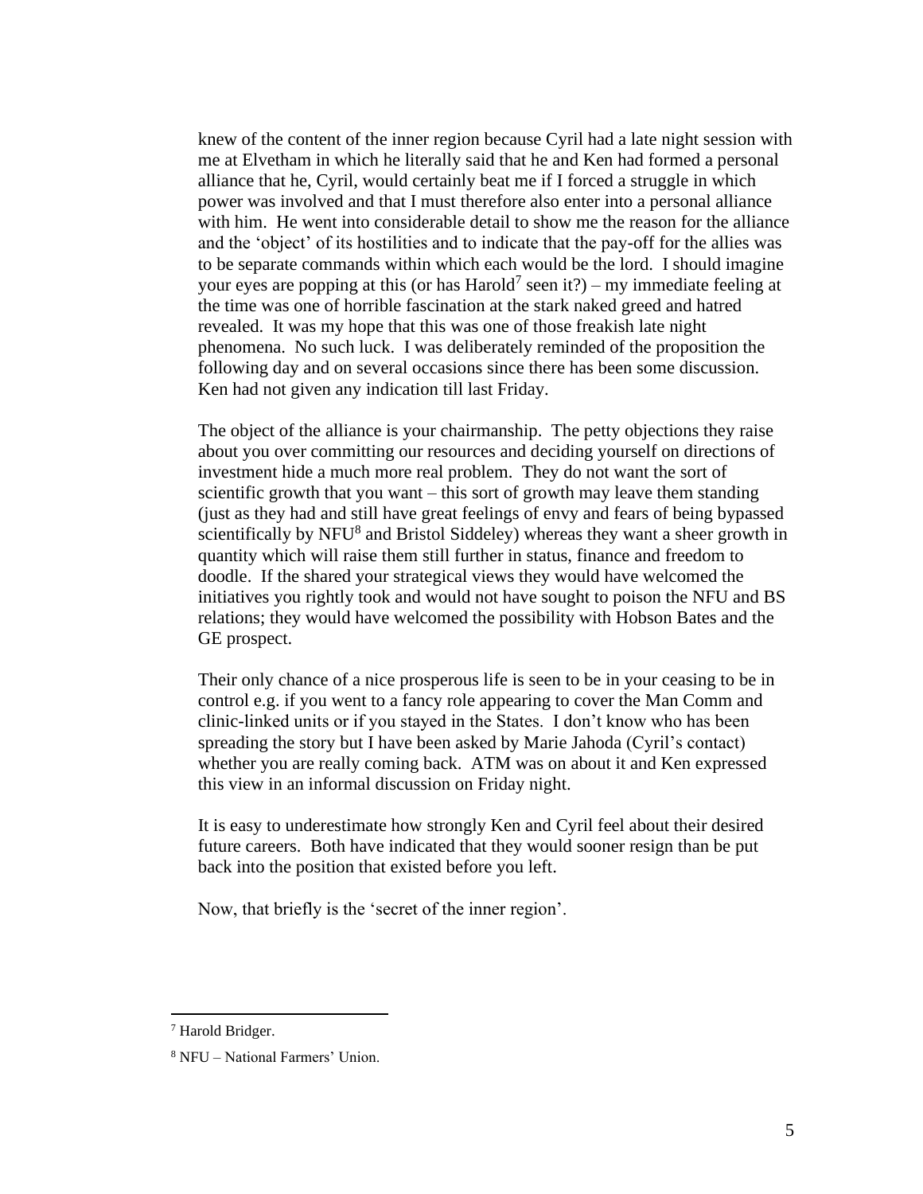knew of the content of the inner region because Cyril had a late night session with me at Elvetham in which he literally said that he and Ken had formed a personal alliance that he, Cyril, would certainly beat me if I forced a struggle in which power was involved and that I must therefore also enter into a personal alliance with him. He went into considerable detail to show me the reason for the alliance and the 'object' of its hostilities and to indicate that the pay-off for the allies was to be separate commands within which each would be the lord. I should imagine your eyes are popping at this (or has Harold[7] seen it?) – my immediate feeling at the time was one of horrible fascination at the stark naked greed and hatred revealed. It was my hope that this was one of those freakish late night phenomena. No such luck. I was deliberately reminded of the proposition the following day and on several occasions since there has been some discussion. Ken had not given any indication till last Friday.

The object of the alliance is your chairmanship. The petty objections they raise about you over committing our resources and deciding yourself on directions of investment hide a much more real problem. They do not want the sort of scientific growth that you want – this sort of growth may leave them standing (just as they had and still have great feelings of envy and fears of being bypassed scientifically by NFU[8] and Bristol Siddeley) whereas they want a sheer growth in quantity which will raise them still further in status, finance and freedom to doodle. If the shared your strategical views they would have welcomed the initiatives you rightly took and would not have sought to poison the NFU and BS relations; they would have welcomed the possibility with Hobson Bates and the GE prospect.

Their only chance of a nice prosperous life is seen to be in your ceasing to be in control e.g. if you went to a fancy role appearing to cover the Man Comm and clinic-linked units or if you stayed in the States. I don't know who has been spreading the story but I have been asked by Marie Jahoda (Cyril's contact) whether you are really coming back. ATM was on about it and Ken expressed this view in an informal discussion on Friday night.

It is easy to underestimate how strongly Ken and Cyril feel about their desired future careers. Both have indicated that they would sooner resign than be put back into the position that existed before you left.

Now, that briefly is the 'secret of the inner region'.

---

[7] Harold Bridger.

[8] NFU – National Farmers' Union.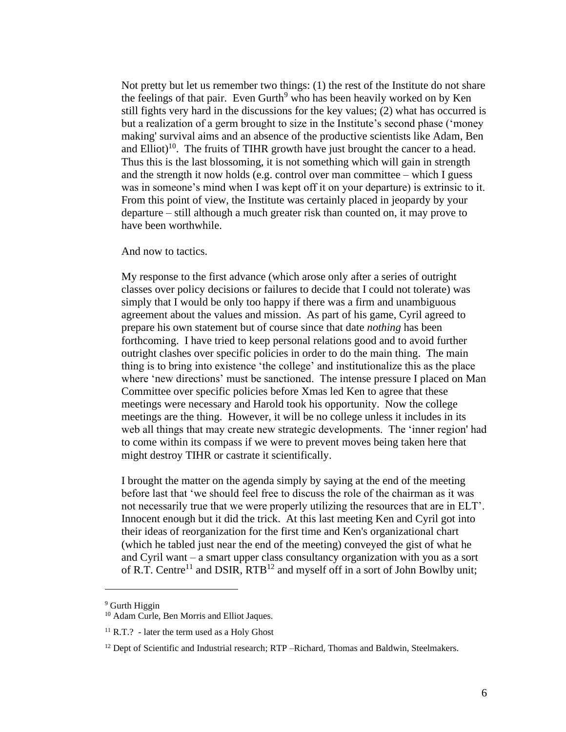Not pretty but let us remember two things: (1) the rest of the Institute do not share the feelings of that pair. Even Gurth[9] who has been heavily worked on by Ken still fights very hard in the discussions for the key values; (2) what has occurred is but a realization of a germ brought to size in the Institute's second phase ('money making' survival aims and an absence of the productive scientists like Adam, Ben and Elliot)[10]. The fruits of TIHR growth have just brought the cancer to a head. Thus this is the last blossoming, it is not something which will gain in strength and the strength it now holds (e.g. control over man committee – which I guess was in someone's mind when I was kept off it on your departure) is extrinsic to it. From this point of view, the Institute was certainly placed in jeopardy by your departure – still although a much greater risk than counted on, it may prove to have been worthwhile.

And now to tactics.

My response to the first advance (which arose only after a series of outright classes over policy decisions or failures to decide that I could not tolerate) was simply that I would be only too happy if there was a firm and unambiguous agreement about the values and mission. As part of his game, Cyril agreed to prepare his own statement but of course since that date *nothing* has been forthcoming. I have tried to keep personal relations good and to avoid further outright clashes over specific policies in order to do the main thing. The main thing is to bring into existence 'the college' and institutionalize this as the place where 'new directions' must be sanctioned. The intense pressure I placed on Man Committee over specific policies before Xmas led Ken to agree that these meetings were necessary and Harold took his opportunity. Now the college meetings are the thing. However, it will be no college unless it includes in its web all things that may create new strategic developments. The 'inner region' had to come within its compass if we were to prevent moves being taken here that might destroy TIHR or castrate it scientifically.

I brought the matter on the agenda simply by saying at the end of the meeting before last that 'we should feel free to discuss the role of the chairman as it was not necessarily true that we were properly utilizing the resources that are in ELT'. Innocent enough but it did the trick. At this last meeting Ken and Cyril got into their ideas of reorganization for the first time and Ken's organizational chart (which he tabled just near the end of the meeting) conveyed the gist of what he and Cyril want – a smart upper class consultancy organization with you as a sort of R.T. Centre[11] and DSIR, RTB[12] and myself off in a sort of John Bowlby unit;

---

[9] Gurth Higgin

[10] Adam Curle, Ben Morris and Elliot Jaques.

[11] R.T.? - later the term used as a Holy Ghost

[12] Dept of Scientific and Industrial research; RTP –Richard, Thomas and Baldwin, Steelmakers.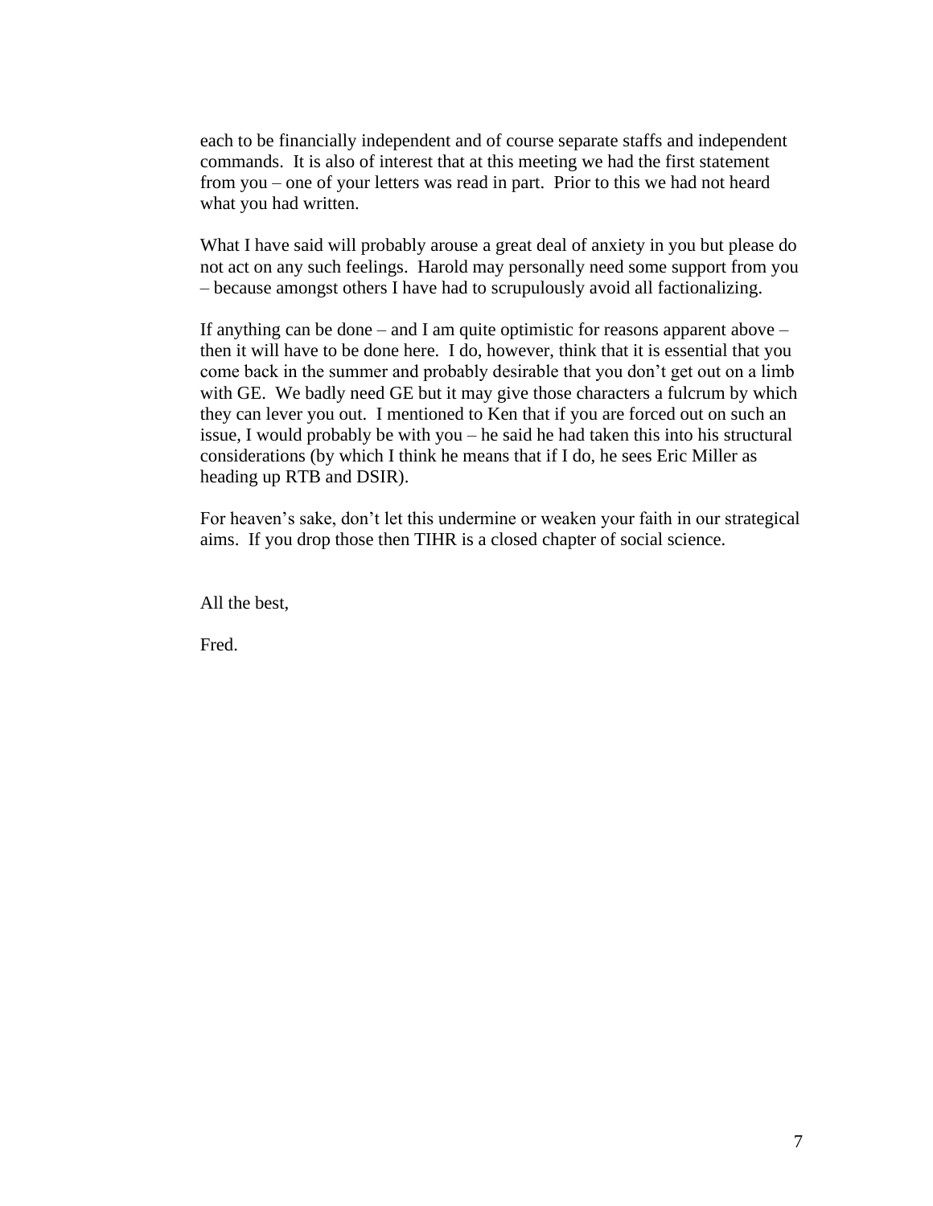each to be financially independent and of course separate staffs and independent commands. It is also of interest that at this meeting we had the first statement from you – one of your letters was read in part. Prior to this we had not heard what you had written.

What I have said will probably arouse a great deal of anxiety in you but please do not act on any such feelings. Harold may personally need some support from you – because amongst others I have had to scrupulously avoid all factionalizing.

If anything can be done – and I am quite optimistic for reasons apparent above – then it will have to be done here. I do, however, think that it is essential that you come back in the summer and probably desirable that you don't get out on a limb with GE. We badly need GE but it may give those characters a fulcrum by which they can lever you out. I mentioned to Ken that if you are forced out on such an issue, I would probably be with you – he said he had taken this into his structural considerations (by which I think he means that if I do, he sees Eric Miller as heading up RTB and DSIR).

For heaven's sake, don't let this undermine or weaken your faith in our strategical aims. If you drop those then TIHR is a closed chapter of social science.

All the best,

Fred.